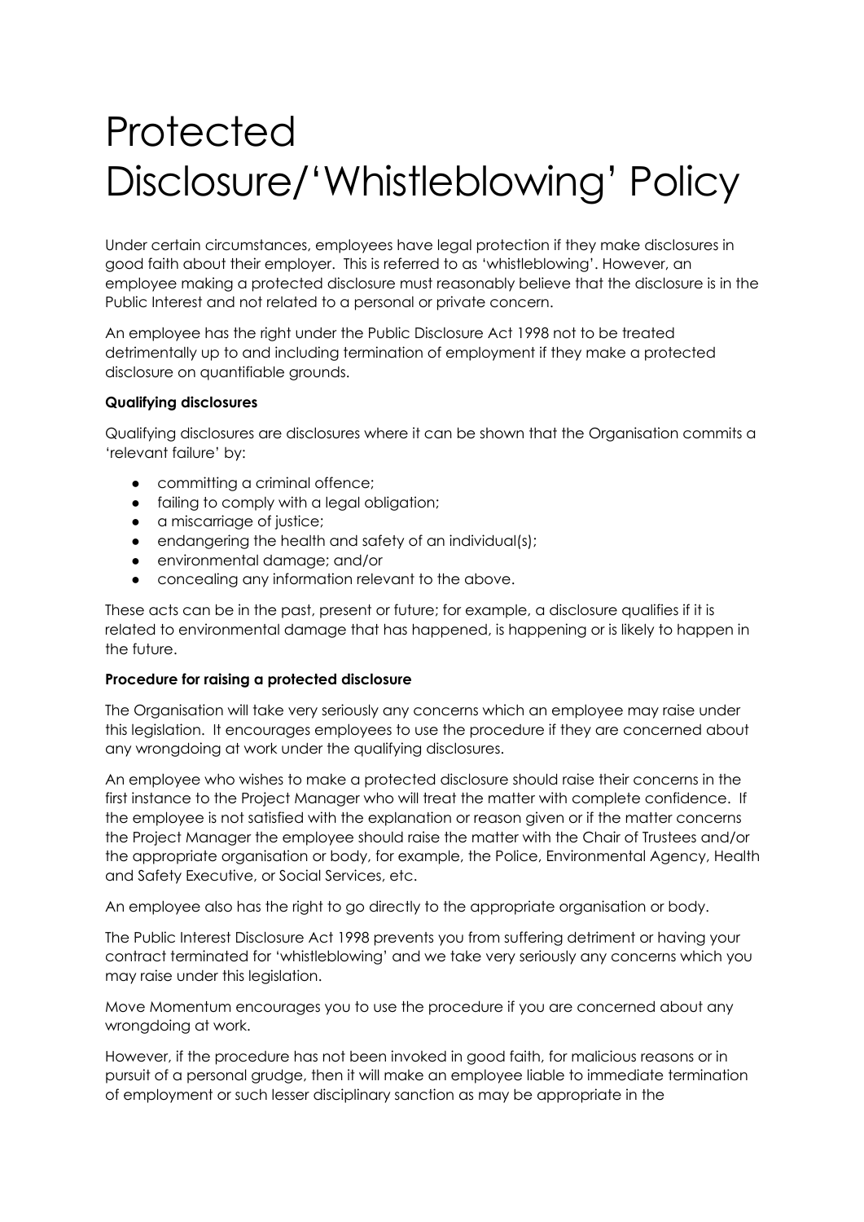# Protected Disclosure/'Whistleblowing' Policy

Under certain circumstances, employees have legal protection if they make disclosures in good faith about their employer. This is referred to as 'whistleblowing'. However, an employee making a protected disclosure must reasonably believe that the disclosure is in the Public Interest and not related to a personal or private concern.

An employee has the right under the Public Disclosure Act 1998 not to be treated detrimentally up to and including termination of employment if they make a protected disclosure on quantifiable grounds.

**Qualifying disclosures**

Qualifying disclosures are disclosures where it can be shown that the Organisation commits a 'relevant failure' by:

- committing a criminal offence;
- failing to comply with a legal obligation;
- a miscarriage of justice;
- endangering the health and safety of an individual(s);
- environmental damage; and/or
- concealing any information relevant to the above.

These acts can be in the past, present or future; for example, a disclosure qualifies if it is related to environmental damage that has happened, is happening or is likely to happen in the future.

**Procedure for raising a protected disclosure**

The Organisation will take very seriously any concerns which an employee may raise under this legislation. It encourages employees to use the procedure if they are concerned about any wrongdoing at work under the qualifying disclosures.

An employee who wishes to make a protected disclosure should raise their concerns in the first instance to the Project Manager who will treat the matter with complete confidence. If the employee is not satisfied with the explanation or reason given or if the matter concerns the Project Manager the employee should raise the matter with the Chair of Trustees and/or the appropriate organisation or body, for example, the Police, Environmental Agency, Health and Safety Executive, or Social Services, etc.

An employee also has the right to go directly to the appropriate organisation or body.

The Public Interest Disclosure Act 1998 prevents you from suffering detriment or having your contract terminated for 'whistleblowing' and we take very seriously any concerns which you may raise under this legislation.

Move Momentum encourages you to use the procedure if you are concerned about any wrongdoing at work.

However, if the procedure has not been invoked in good faith, for malicious reasons or in pursuit of a personal grudge, then it will make an employee liable to immediate termination of employment or such lesser disciplinary sanction as may be appropriate in the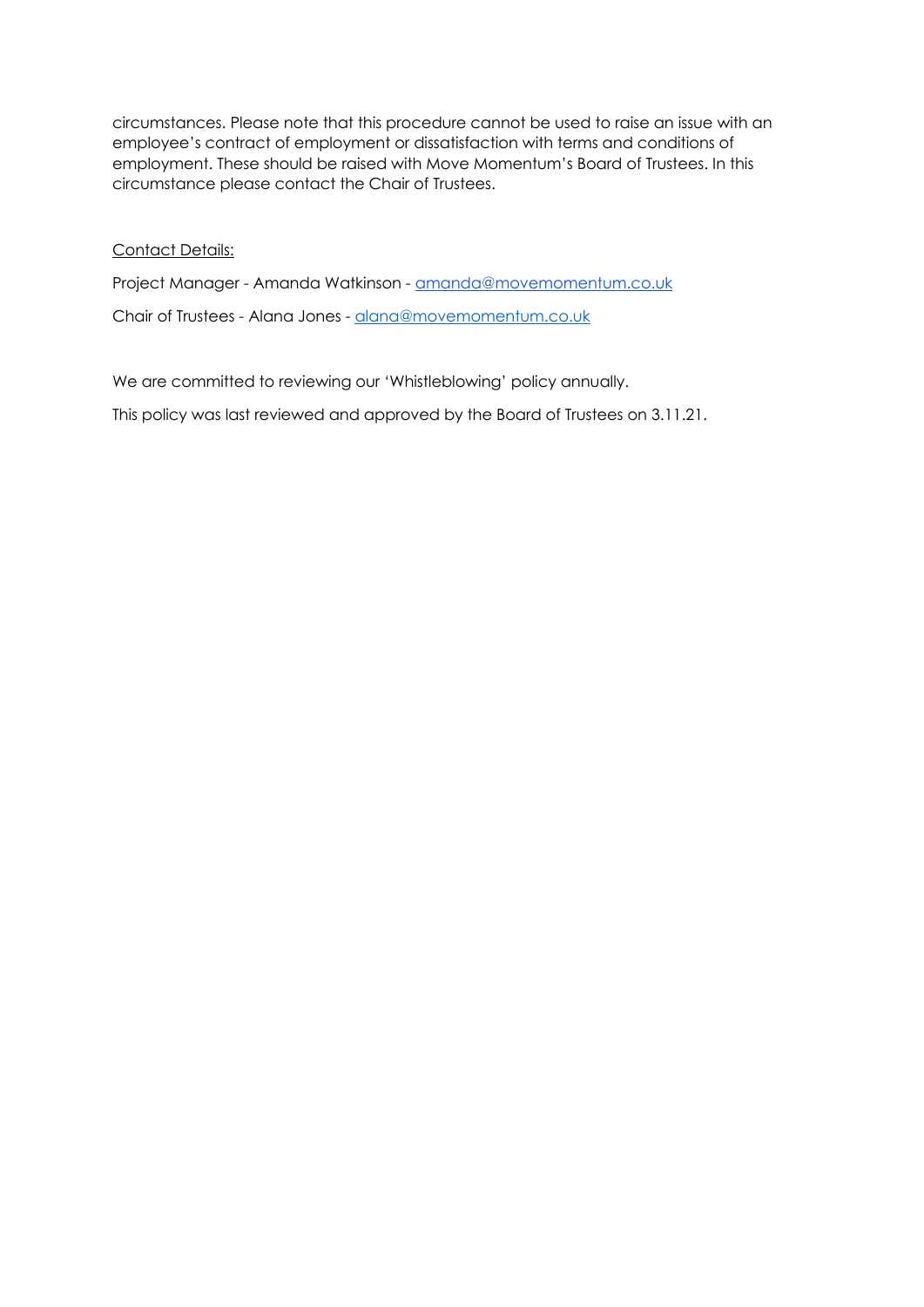circumstances. Please note that this procedure cannot be used to raise an issue with an employee's contract of employment or dissatisfaction with terms and conditions of employment. These should be raised with Move Momentum's Board of Trustees. In this circumstance please contact the Chair of Trustees.

Contact Details:

Project Manager - Amanda Watkinson - amanda@movemomentum.co.uk

Chair of Trustees - Alana Jones - alana@movemomentum.co.uk

We are committed to reviewing our 'Whistleblowing' policy annually.

This policy was last reviewed and approved by the Board of Trustees on 3.11.21.